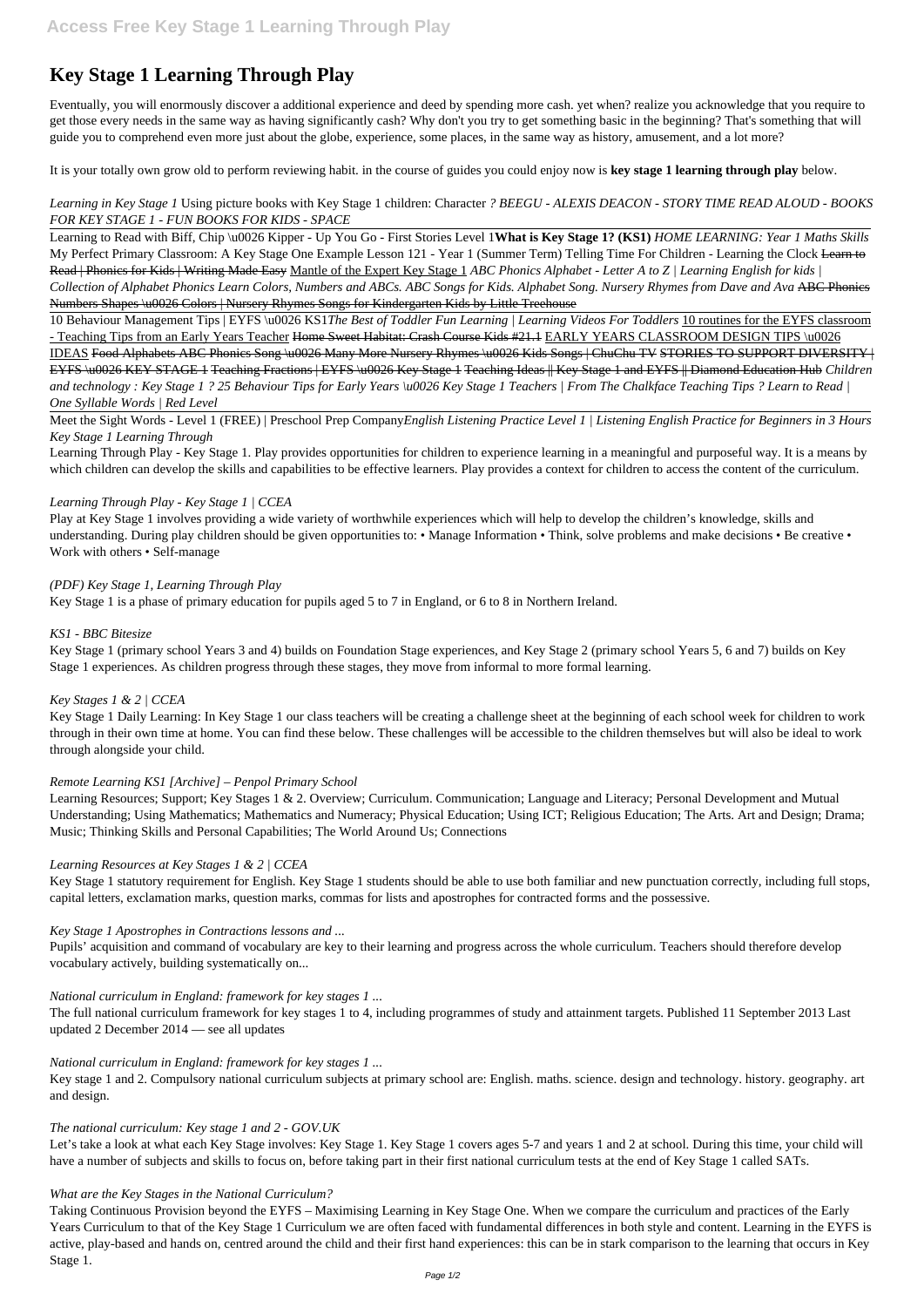# Key Stage 1 Learning Through Play

Eventually, you will enormously discover a additional experience and deed by spending more cash. yet when? realize you acknowledge that you require to get those every needs in the same way as having significantly cash? Why don't you try to get something basic in the beginning? That's something that will guide you to comprehend even more just about the globe, experience, some places, in the same way as history, amusement, and a lot more?

It is your totally own grow old to perform reviewing habit. in the course of guides you could enjoy now is **key stage 1 learning through play** below.

*Learning in Key Stage 1* Using picture books with Key Stage 1 children: Character *? BEEGU - ALEXIS DEACON - STORY TIME READ ALOUD - BOOKS FOR KEY STAGE 1 - FUN BOOKS FOR KIDS - SPACE*

Learning to Read with Biff, Chip \u0026 Kipper - Up You Go - First Stories Level 1**What is Key Stage 1? (KS1)** *HOME LEARNING: Year 1 Maths Skills* My Perfect Primary Classroom: A Key Stage One Example Lesson 121 - Year 1 (Summer Term) Telling Time For Children - Learning the Clock ~~Learn to Read | Phonics for Kids | Writing Made Easy~~ Mantle of the Expert Key Stage 1 *ABC Phonics Alphabet - Letter A to Z | Learning English for kids | Collection of Alphabet Phonics Learn Colors, Numbers and ABCs. ABC Songs for Kids. Alphabet Song. Nursery Rhymes from Dave and Ava* ~~ABC Phonics Numbers Shapes \u0026 Colors | Nursery Rhymes Songs for Kindergarten Kids by Little Treehouse~~

10 Behaviour Management Tips | EYFS \u0026 KS1*The Best of Toddler Fun Learning | Learning Videos For Toddlers* 10 routines for the EYFS classroom - Teaching Tips from an Early Years Teacher ~~Home Sweet Habitat: Crash Course Kids #21.1~~ EARLY YEARS CLASSROOM DESIGN TIPS \u0026 IDEAS ~~Food Alphabets ABC Phonics Song \u0026 Many More Nursery Rhymes \u0026 Kids Songs | ChuChu TV~~ ~~STORIES TO SUPPORT DIVERSITY | EYFS \u0026 KEY STAGE 1~~ ~~Teaching Fractions | EYFS \u0026 Key Stage 1~~ ~~Teaching Ideas || Key Stage 1 and EYFS || Diamond Education Hub~~ *Children and technology : Key Stage 1 ? 25 Behaviour Tips for Early Years \u0026 Key Stage 1 Teachers | From The Chalkface Teaching Tips ? Learn to Read | One Syllable Words | Red Level*

Meet the Sight Words - Level 1 (FREE) | Preschool Prep Company*English Listening Practice Level 1 | Listening English Practice for Beginners in 3 Hours Key Stage 1 Learning Through*

Learning Through Play - Key Stage 1. Play provides opportunities for children to experience learning in a meaningful and purposeful way. It is a means by which children can develop the skills and capabilities to be effective learners. Play provides a context for children to access the content of the curriculum.

*Learning Through Play - Key Stage 1 | CCEA*

Play at Key Stage 1 involves providing a wide variety of worthwhile experiences which will help to develop the children's knowledge, skills and understanding. During play children should be given opportunities to: • Manage Information • Think, solve problems and make decisions • Be creative • Work with others • Self-manage

*(PDF) Key Stage 1, Learning Through Play*

Key Stage 1 is a phase of primary education for pupils aged 5 to 7 in England, or 6 to 8 in Northern Ireland.

*KS1 - BBC Bitesize*

Key Stage 1 (primary school Years 3 and 4) builds on Foundation Stage experiences, and Key Stage 2 (primary school Years 5, 6 and 7) builds on Key Stage 1 experiences. As children progress through these stages, they move from informal to more formal learning.

*Key Stages 1 & 2 | CCEA*

Key Stage 1 Daily Learning: In Key Stage 1 our class teachers will be creating a challenge sheet at the beginning of each school week for children to work through in their own time at home. You can find these below. These challenges will be accessible to the children themselves but will also be ideal to work through alongside your child.

*Remote Learning KS1 [Archive] – Penpol Primary School*

Learning Resources; Support; Key Stages 1 & 2. Overview; Curriculum. Communication; Language and Literacy; Personal Development and Mutual Understanding; Using Mathematics; Mathematics and Numeracy; Physical Education; Using ICT; Religious Education; The Arts. Art and Design; Drama; Music; Thinking Skills and Personal Capabilities; The World Around Us; Connections

*Learning Resources at Key Stages 1 & 2 | CCEA*

Key Stage 1 statutory requirement for English. Key Stage 1 students should be able to use both familiar and new punctuation correctly, including full stops, capital letters, exclamation marks, question marks, commas for lists and apostrophes for contracted forms and the possessive.

*Key Stage 1 Apostrophes in Contractions lessons and ...*

Pupils' acquisition and command of vocabulary are key to their learning and progress across the whole curriculum. Teachers should therefore develop vocabulary actively, building systematically on...

*National curriculum in England: framework for key stages 1 ...*

The full national curriculum framework for key stages 1 to 4, including programmes of study and attainment targets. Published 11 September 2013 Last updated 2 December 2014 — see all updates

*National curriculum in England: framework for key stages 1 ...*

Key stage 1 and 2. Compulsory national curriculum subjects at primary school are: English. maths. science. design and technology. history. geography. art and design.

*The national curriculum: Key stage 1 and 2 - GOV.UK*

Let's take a look at what each Key Stage involves: Key Stage 1. Key Stage 1 covers ages 5-7 and years 1 and 2 at school. During this time, your child will have a number of subjects and skills to focus on, before taking part in their first national curriculum tests at the end of Key Stage 1 called SATs.

*What are the Key Stages in the National Curriculum?*

Taking Continuous Provision beyond the EYFS – Maximising Learning in Key Stage One. When we compare the curriculum and practices of the Early Years Curriculum to that of the Key Stage 1 Curriculum we are often faced with fundamental differences in both style and content. Learning in the EYFS is active, play-based and hands on, centred around the child and their first hand experiences: this can be in stark comparison to the learning that occurs in Key Stage 1.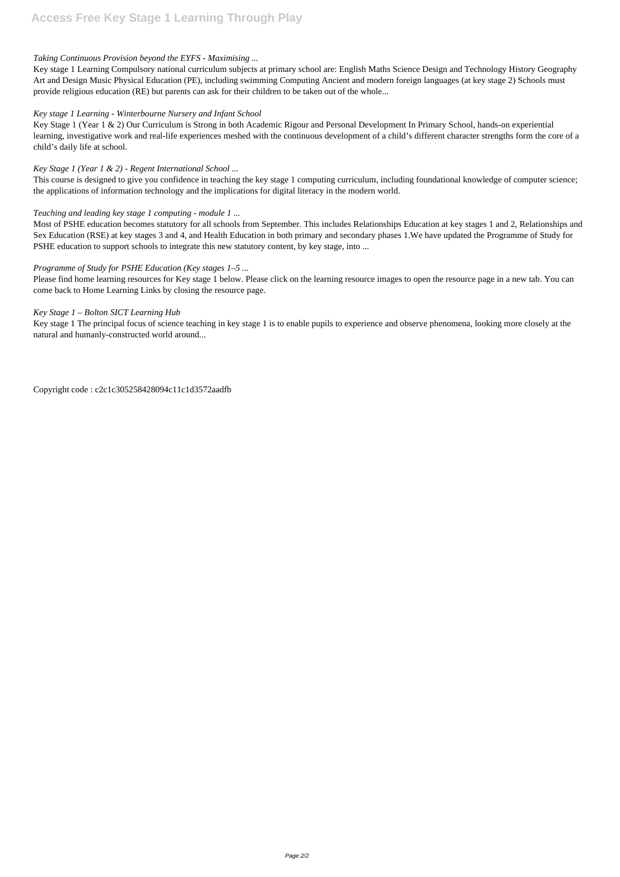*Taking Continuous Provision beyond the EYFS - Maximising ...*

Key stage 1 Learning Compulsory national curriculum subjects at primary school are: English Maths Science Design and Technology History Geography Art and Design Music Physical Education (PE), including swimming Computing Ancient and modern foreign languages (at key stage 2) Schools must provide religious education (RE) but parents can ask for their children to be taken out of the whole...

*Key stage 1 Learning - Winterbourne Nursery and Infant School*

Key Stage 1 (Year 1 & 2) Our Curriculum is Strong in both Academic Rigour and Personal Development In Primary School, hands-on experiential learning, investigative work and real-life experiences meshed with the continuous development of a child's different character strengths form the core of a child's daily life at school.

*Key Stage 1 (Year 1 & 2) - Regent International School ...*

This course is designed to give you confidence in teaching the key stage 1 computing curriculum, including foundational knowledge of computer science; the applications of information technology and the implications for digital literacy in the modern world.

*Teaching and leading key stage 1 computing - module 1 ...*

Most of PSHE education becomes statutory for all schools from September. This includes Relationships Education at key stages 1 and 2, Relationships and Sex Education (RSE) at key stages 3 and 4, and Health Education in both primary and secondary phases 1.We have updated the Programme of Study for PSHE education to support schools to integrate this new statutory content, by key stage, into ...

*Programme of Study for PSHE Education (Key stages 1–5 ...*

Please find home learning resources for Key stage 1 below. Please click on the learning resource images to open the resource page in a new tab. You can come back to Home Learning Links by closing the resource page.

*Key Stage 1 – Bolton SICT Learning Hub*

Key stage 1 The principal focus of science teaching in key stage 1 is to enable pupils to experience and observe phenomena, looking more closely at the natural and humanly-constructed world around...

Copyright code : c2c1c305258428094c11c1d3572aadfb